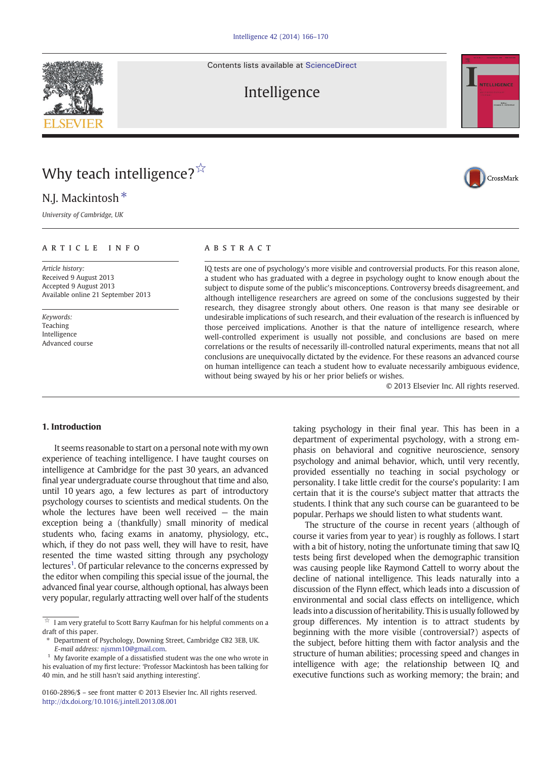Contents lists available at ScienceDirect

Intelligence

# Why teach intelligence?[☆]

N.J. Mackintosh [*]

*University of Cambridge, UK*

ARTICLE INFO

*Article history:*
Received 9 August 2013
Accepted 9 August 2013
Available online 21 September 2013

*Keywords:*
Teaching
Intelligence
Advanced course

ABSTRACT

IQ tests are one of psychology's more visible and controversial products. For this reason alone, a student who has graduated with a degree in psychology ought to know enough about the subject to dispute some of the public's misconceptions. Controversy breeds disagreement, and although intelligence researchers are agreed on some of the conclusions suggested by their research, they disagree strongly about others. One reason is that many see desirable or undesirable implications of such research, and their evaluation of the research is influenced by those perceived implications. Another is that the nature of intelligence research, where well-controlled experiment is usually not possible, and conclusions are based on mere correlations or the results of necessarily ill-controlled natural experiments, means that not all conclusions are unequivocally dictated by the evidence. For these reasons an advanced course on human intelligence can teach a student how to evaluate necessarily ambiguous evidence, without being swayed by his or her prior beliefs or wishes.

© 2013 Elsevier Inc. All rights reserved.

## 1. Introduction

It seems reasonable to start on a personal note with my own experience of teaching intelligence. I have taught courses on intelligence at Cambridge for the past 30 years, an advanced final year undergraduate course throughout that time and also, until 10 years ago, a few lectures as part of introductory psychology courses to scientists and medical students. On the whole the lectures have been well received — the main exception being a (thankfully) small minority of medical students who, facing exams in anatomy, physiology, etc., which, if they do not pass well, they will have to resit, have resented the time wasted sitting through any psychology lectures[1]. Of particular relevance to the concerns expressed by the editor when compiling this special issue of the journal, the advanced final year course, although optional, has always been very popular, regularly attracting well over half of the students taking psychology in their final year. This has been in a department of experimental psychology, with a strong emphasis on behavioral and cognitive neuroscience, sensory psychology and animal behavior, which, until very recently, provided essentially no teaching in social psychology or personality. I take little credit for the course's popularity: I am certain that it is the course's subject matter that attracts the students. I think that any such course can be guaranteed to be popular. Perhaps we should listen to what students want.

The structure of the course in recent years (although of course it varies from year to year) is roughly as follows. I start with a bit of history, noting the unfortunate timing that saw IQ tests being first developed when the demographic transition was causing people like Raymond Cattell to worry about the decline of national intelligence. This leads naturally into a discussion of the Flynn effect, which leads into a discussion of environmental and social class effects on intelligence, which leads into a discussion of heritability. This is usually followed by group differences. My intention is to attract students by beginning with the more visible (controversial?) aspects of the subject, before hitting them with factor analysis and the structure of human abilities; processing speed and changes in intelligence with age; the relationship between IQ and executive functions such as working memory; the brain; and

---

☆ I am very grateful to Scott Barry Kaufman for his helpful comments on a draft of this paper.

\* Department of Psychology, Downing Street, Cambridge CB2 3EB, UK.
*E-mail address:* njsmm10@gmail.com.

[1] My favorite example of a dissatisfied student was the one who wrote in his evaluation of my first lecture: 'Professor Mackintosh has been talking for 40 min, and he still hasn't said anything interesting'.

0160-2896/$ – see front matter © 2013 Elsevier Inc. All rights reserved.
http://dx.doi.org/10.1016/j.intell.2013.08.001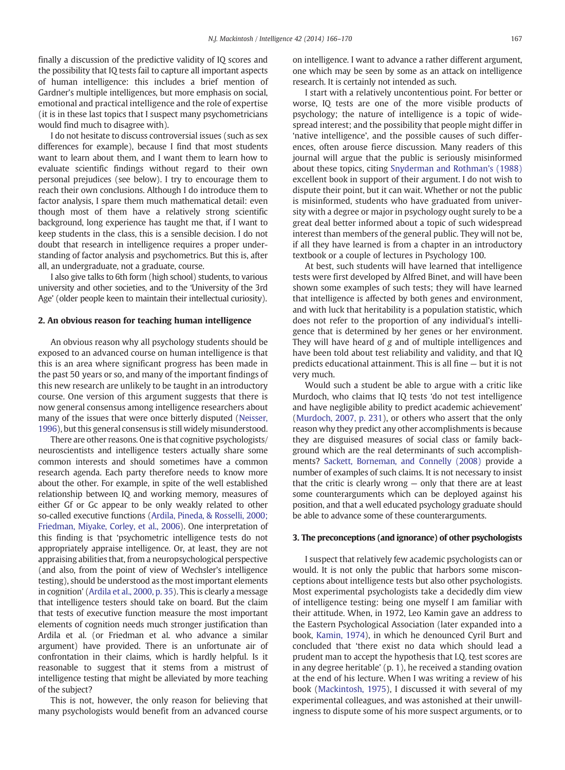finally a discussion of the predictive validity of IQ scores and the possibility that IQ tests fail to capture all important aspects of human intelligence: this includes a brief mention of Gardner's multiple intelligences, but more emphasis on social, emotional and practical intelligence and the role of expertise (it is in these last topics that I suspect many psychometricians would find much to disagree with).

I do not hesitate to discuss controversial issues (such as sex differences for example), because I find that most students want to learn about them, and I want them to learn how to evaluate scientific findings without regard to their own personal prejudices (see below). I try to encourage them to reach their own conclusions. Although I do introduce them to factor analysis, I spare them much mathematical detail: even though most of them have a relatively strong scientific background, long experience has taught me that, if I want to keep students in the class, this is a sensible decision. I do not doubt that research in intelligence requires a proper understanding of factor analysis and psychometrics. But this is, after all, an undergraduate, not a graduate, course.

I also give talks to 6th form (high school) students, to various university and other societies, and to the 'University of the 3rd Age' (older people keen to maintain their intellectual curiosity).

## 2. An obvious reason for teaching human intelligence

An obvious reason why all psychology students should be exposed to an advanced course on human intelligence is that this is an area where significant progress has been made in the past 50 years or so, and many of the important findings of this new research are unlikely to be taught in an introductory course. One version of this argument suggests that there is now general consensus among intelligence researchers about many of the issues that were once bitterly disputed (Neisser, 1996), but this general consensus is still widely misunderstood.

There are other reasons. One is that cognitive psychologists/neuroscientists and intelligence testers actually share some common interests and should sometimes have a common research agenda. Each party therefore needs to know more about the other. For example, in spite of the well established relationship between IQ and working memory, measures of either Gf or Gc appear to be only weakly related to other so-called executive functions (Ardila, Pineda, & Rosselli, 2000; Friedman, Miyake, Corley, et al., 2006). One interpretation of this finding is that 'psychometric intelligence tests do not appropriately appraise intelligence. Or, at least, they are not appraising abilities that, from a neuropsychological perspective (and also, from the point of view of Wechsler's intelligence testing), should be understood as the most important elements in cognition' (Ardila et al., 2000, p. 35). This is clearly a message that intelligence testers should take on board. But the claim that tests of executive function measure the most important elements of cognition needs much stronger justification than Ardila et al. (or Friedman et al. who advance a similar argument) have provided. There is an unfortunate air of confrontation in their claims, which is hardly helpful. Is it reasonable to suggest that it stems from a mistrust of intelligence testing that might be alleviated by more teaching of the subject?

This is not, however, the only reason for believing that many psychologists would benefit from an advanced course on intelligence. I want to advance a rather different argument, one which may be seen by some as an attack on intelligence research. It is certainly not intended as such.

I start with a relatively uncontentious point. For better or worse, IQ tests are one of the more visible products of psychology; the nature of intelligence is a topic of widespread interest; and the possibility that people might differ in 'native intelligence', and the possible causes of such differences, often arouse fierce discussion. Many readers of this journal will argue that the public is seriously misinformed about these topics, citing Snyderman and Rothman's (1988) excellent book in support of their argument. I do not wish to dispute their point, but it can wait. Whether or not the public is misinformed, students who have graduated from university with a degree or major in psychology ought surely to be a great deal better informed about a topic of such widespread interest than members of the general public. They will not be, if all they have learned is from a chapter in an introductory textbook or a couple of lectures in Psychology 100.

At best, such students will have learned that intelligence tests were first developed by Alfred Binet, and will have been shown some examples of such tests; they will have learned that intelligence is affected by both genes and environment, and with luck that heritability is a population statistic, which does not refer to the proportion of any individual's intelligence that is determined by her genes or her environment. They will have heard of *g* and of multiple intelligences and have been told about test reliability and validity, and that IQ predicts educational attainment. This is all fine — but it is not very much.

Would such a student be able to argue with a critic like Murdoch, who claims that IQ tests 'do not test intelligence and have negligible ability to predict academic achievement' (Murdoch, 2007, p. 231), or others who assert that the only reason why they predict any other accomplishments is because they are disguised measures of social class or family background which are the real determinants of such accomplishments? Sackett, Borneman, and Connelly (2008) provide a number of examples of such claims. It is not necessary to insist that the critic is clearly wrong — only that there are at least some counterarguments which can be deployed against his position, and that a well educated psychology graduate should be able to advance some of these counterarguments.

## 3. The preconceptions (and ignorance) of other psychologists

I suspect that relatively few academic psychologists can or would. It is not only the public that harbors some misconceptions about intelligence tests but also other psychologists. Most experimental psychologists take a decidedly dim view of intelligence testing: being one myself I am familiar with their attitude. When, in 1972, Leo Kamin gave an address to the Eastern Psychological Association (later expanded into a book, Kamin, 1974), in which he denounced Cyril Burt and concluded that 'there exist no data which should lead a prudent man to accept the hypothesis that I.Q. test scores are in any degree heritable' (p. 1), he received a standing ovation at the end of his lecture. When I was writing a review of his book (Mackintosh, 1975), I discussed it with several of my experimental colleagues, and was astonished at their unwillingness to dispute some of his more suspect arguments, or to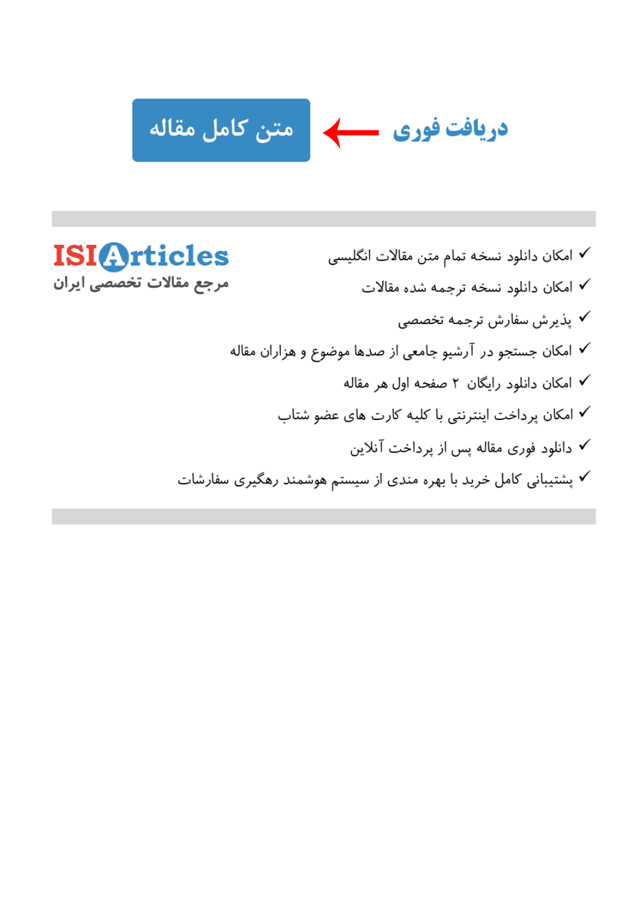دریافت فوری ← متن کامل مقاله

ISIArticles
مرجع مقالات تخصصی ایران

- ✓ امکان دانلود نسخه تمام متن مقالات انگلیسی
- ✓ امکان دانلود نسخه ترجمه شده مقالات
- ✓ پذیرش سفارش ترجمه تخصصی
- ✓ امکان جستجو در آرشیو جامعی از صدها موضوع و هزاران مقاله
- ✓ امکان دانلود رایگان ۲ صفحه اول هر مقاله
- ✓ امکان پرداخت اینترنتی با کلیه کارت های عضو شتاب
- ✓ دانلود فوری مقاله پس از پرداخت آنلاین
- ✓ پشتیبانی کامل خرید با بهره مندی از سیستم هوشمند رهگیری سفارشات